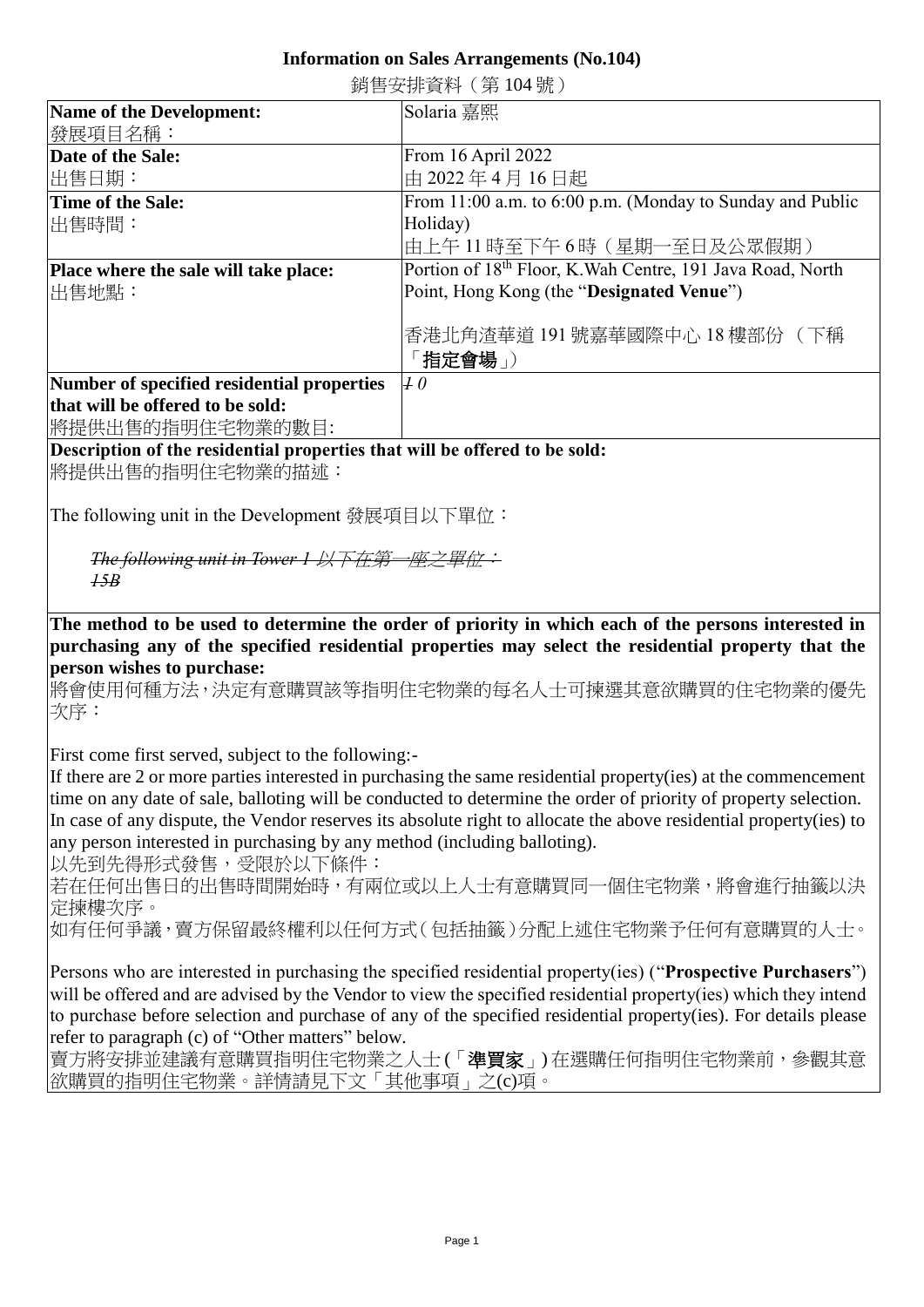**Information on Sales Arrangements (No.104)**

銷售安排資料（第 104 號）

| Name of the Development:<br>發展項目名稱： | Solaria 嘉熙 |
|---|---|
| **Date of the Sale:**<br>出售日期： | From 16 April 2022<br>由 2022 年 4 月 16 日起 |
| **Time of the Sale:**<br>出售時間： | From 11:00 a.m. to 6:00 p.m. (Monday to Sunday and Public Holiday)<br>由上午 11 時至下午 6 時（星期一至日及公眾假期） |
| **Place where the sale will take place:**<br>出售地點： | Portion of 18th Floor, K.Wah Centre, 191 Java Road, North Point, Hong Kong (the "**Designated Venue**")<br><br>香港北角渣華道 191 號嘉華國際中心 18 樓部份（下稱「**指定會場**」） |
| **Number of specified residential properties that will be offered to be sold:**<br>將提供出售的指明住宅物業的數目: | ~~*1*~~ *0* |

**Description of the residential properties that will be offered to be sold:**

將提供出售的指明住宅物業的描述：

The following unit in the Development 發展項目以下單位：

~~*The following unit in Tower 1 以下在第一座之單位：*~~
~~*15B*~~

**The method to be used to determine the order of priority in which each of the persons interested in purchasing any of the specified residential properties may select the residential property that the person wishes to purchase:**

將會使用何種方法，決定有意購買該等指明住宅物業的每名人士可揀選其意欲購買的住宅物業的優先次序：

First come first served, subject to the following:-

If there are 2 or more parties interested in purchasing the same residential property(ies) at the commencement time on any date of sale, balloting will be conducted to determine the order of priority of property selection. In case of any dispute, the Vendor reserves its absolute right to allocate the above residential property(ies) to any person interested in purchasing by any method (including balloting).

以先到先得形式發售，受限於以下條件：

若在任何出售日的出售時間開始時，有兩位或以上人士有意購買同一個住宅物業，將會進行抽籤以決定揀樓次序。

如有任何爭議，賣方保留最終權利以任何方式（包括抽籤）分配上述住宅物業予任何有意購買的人士。

Persons who are interested in purchasing the specified residential property(ies) ("**Prospective Purchasers**") will be offered and are advised by the Vendor to view the specified residential property(ies) which they intend to purchase before selection and purchase of any of the specified residential property(ies). For details please refer to paragraph (c) of "Other matters" below.

賣方將安排並建議有意購買指明住宅物業之人士（「**準買家**」）在選購任何指明住宅物業前，參觀其意欲購買的指明住宅物業。詳情請見下文「其他事項」之(c)項。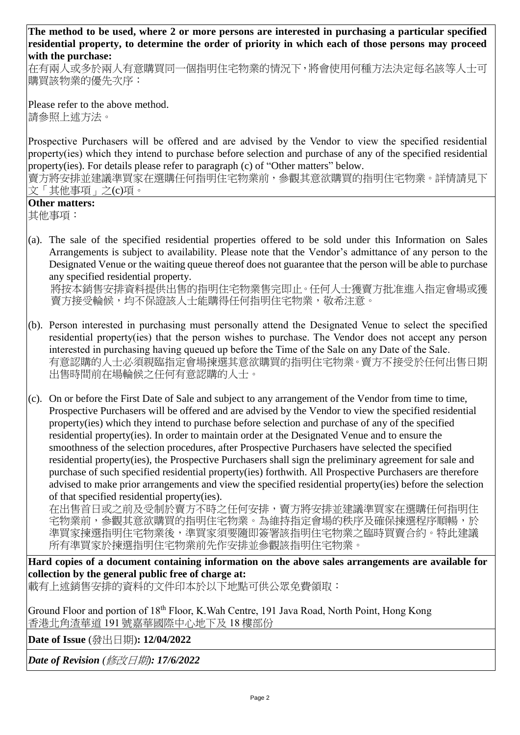**The method to be used, where 2 or more persons are interested in purchasing a particular specified residential property, to determine the order of priority in which each of those persons may proceed with the purchase:**

在有兩人或多於兩人有意購買同一個指明住宅物業的情況下，將會使用何種方法決定每名該等人士可購買該物業的優先次序：

Please refer to the above method.
請參照上述方法。

Prospective Purchasers will be offered and are advised by the Vendor to view the specified residential property(ies) which they intend to purchase before selection and purchase of any of the specified residential property(ies). For details please refer to paragraph (c) of "Other matters" below.
賣方將安排並建議準買家在選購任何指明住宅物業前，參觀其意欲購買的指明住宅物業。詳情請見下文「其他事項」之(c)項。

**Other matters:**
其他事項：

(a). The sale of the specified residential properties offered to be sold under this Information on Sales Arrangements is subject to availability. Please note that the Vendor's admittance of any person to the Designated Venue or the waiting queue thereof does not guarantee that the person will be able to purchase any specified residential property.
將按本銷售安排資料提供出售的指明住宅物業售完即止。任何人士獲賣方批准進入指定會場或獲賣方接受輪候，均不保證該人士能購得任何指明住宅物業，敬希注意。

(b). Person interested in purchasing must personally attend the Designated Venue to select the specified residential property(ies) that the person wishes to purchase. The Vendor does not accept any person interested in purchasing having queued up before the Time of the Sale on any Date of the Sale.
有意認購的人士必須親臨指定會場揀選其意欲購買的指明住宅物業。賣方不接受於任何出售日期出售時間前在場輪候之任何有意認購的人士。

(c). On or before the First Date of Sale and subject to any arrangement of the Vendor from time to time, Prospective Purchasers will be offered and are advised by the Vendor to view the specified residential property(ies) which they intend to purchase before selection and purchase of any of the specified residential property(ies). In order to maintain order at the Designated Venue and to ensure the smoothness of the selection procedures, after Prospective Purchasers have selected the specified residential property(ies), the Prospective Purchasers shall sign the preliminary agreement for sale and purchase of such specified residential property(ies) forthwith. All Prospective Purchasers are therefore advised to make prior arrangements and view the specified residential property(ies) before the selection of that specified residential property(ies).
在出售首日或之前及受制於賣方不時之任何安排，賣方將安排並建議準買家在選購任何指明住宅物業前，參觀其意欲購買的指明住宅物業。為維持指定會場的秩序及確保揀選程序順暢，於準買家揀選指明住宅物業後，準買家須要隨即簽署該指明住宅物業之臨時買賣合約。特此建議所有準買家於揀選指明住宅物業前先作安排並參觀該指明住宅物業。

**Hard copies of a document containing information on the above sales arrangements are available for collection by the general public free of charge at:**
載有上述銷售安排的資料的文件印本於以下地點可供公眾免費領取：

Ground Floor and portion of 18th Floor, K.Wah Centre, 191 Java Road, North Point, Hong Kong
香港北角渣華道 191 號嘉華國際中心地下及 18 樓部份

**Date of Issue** (發出日期)**: 12/04/2022**

***Date of Revision** (修改日期)**: 17/6/2022***